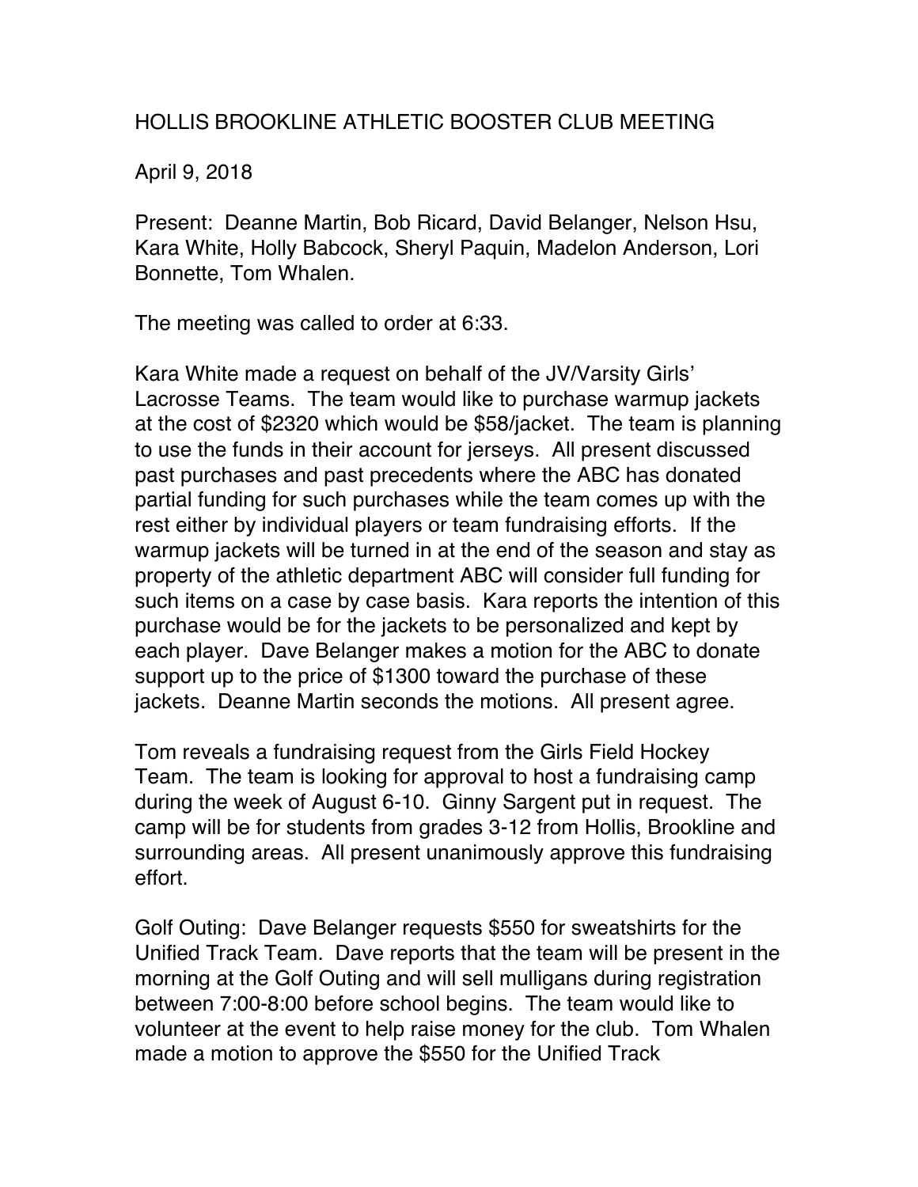# HOLLIS BROOKLINE ATHLETIC BOOSTER CLUB MEETING

April 9, 2018

Present: Deanne Martin, Bob Ricard, David Belanger, Nelson Hsu, Kara White, Holly Babcock, Sheryl Paquin, Madelon Anderson, Lori Bonnette, Tom Whalen.

The meeting was called to order at 6:33.

Kara White made a request on behalf of the JV/Varsity Girls' Lacrosse Teams. The team would like to purchase warmup jackets at the cost of $2320 which would be $58/jacket. The team is planning to use the funds in their account for jerseys. All present discussed past purchases and past precedents where the ABC has donated partial funding for such purchases while the team comes up with the rest either by individual players or team fundraising efforts. If the warmup jackets will be turned in at the end of the season and stay as property of the athletic department ABC will consider full funding for such items on a case by case basis. Kara reports the intention of this purchase would be for the jackets to be personalized and kept by each player. Dave Belanger makes a motion for the ABC to donate support up to the price of $1300 toward the purchase of these jackets. Deanne Martin seconds the motions. All present agree.

Tom reveals a fundraising request from the Girls Field Hockey Team. The team is looking for approval to host a fundraising camp during the week of August 6-10. Ginny Sargent put in request. The camp will be for students from grades 3-12 from Hollis, Brookline and surrounding areas. All present unanimously approve this fundraising effort.

Golf Outing: Dave Belanger requests $550 for sweatshirts for the Unified Track Team. Dave reports that the team will be present in the morning at the Golf Outing and will sell mulligans during registration between 7:00-8:00 before school begins. The team would like to volunteer at the event to help raise money for the club. Tom Whalen made a motion to approve the $550 for the Unified Track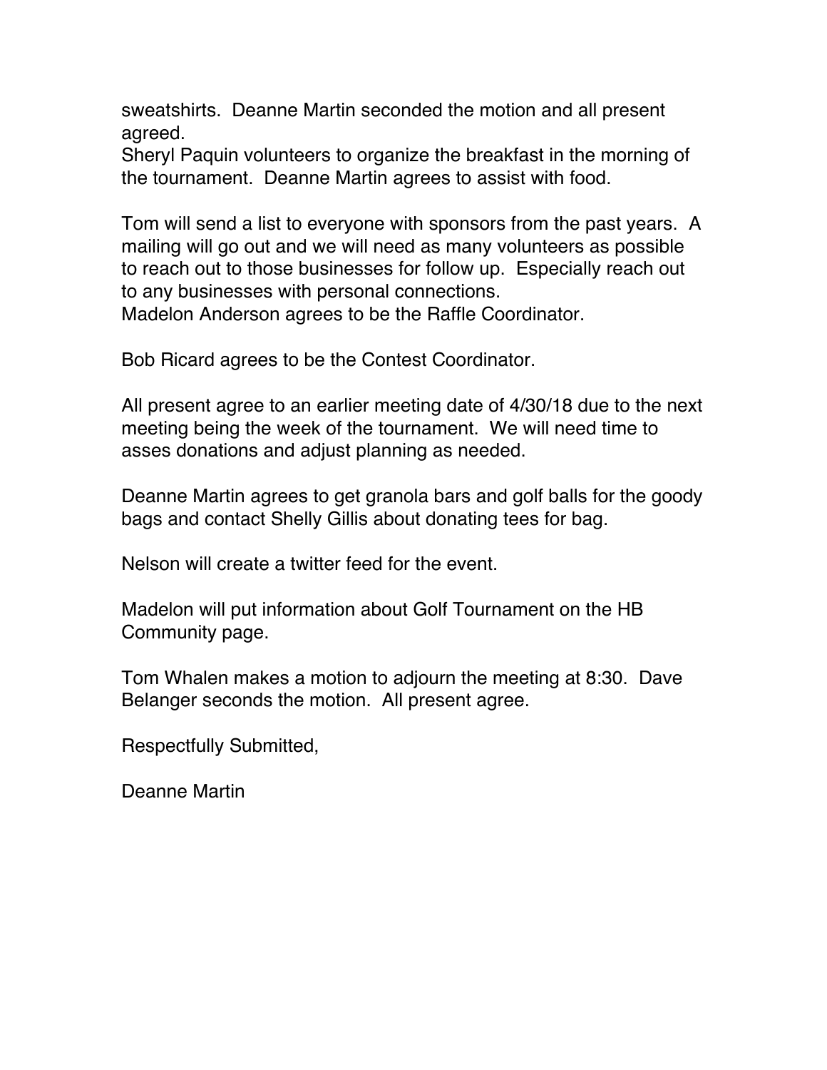sweatshirts. Deanne Martin seconded the motion and all present agreed.
Sheryl Paquin volunteers to organize the breakfast in the morning of the tournament. Deanne Martin agrees to assist with food.

Tom will send a list to everyone with sponsors from the past years. A mailing will go out and we will need as many volunteers as possible to reach out to those businesses for follow up. Especially reach out to any businesses with personal connections.
Madelon Anderson agrees to be the Raffle Coordinator.

Bob Ricard agrees to be the Contest Coordinator.

All present agree to an earlier meeting date of 4/30/18 due to the next meeting being the week of the tournament. We will need time to asses donations and adjust planning as needed.

Deanne Martin agrees to get granola bars and golf balls for the goody bags and contact Shelly Gillis about donating tees for bag.

Nelson will create a twitter feed for the event.

Madelon will put information about Golf Tournament on the HB Community page.

Tom Whalen makes a motion to adjourn the meeting at 8:30. Dave Belanger seconds the motion. All present agree.

Respectfully Submitted,

Deanne Martin